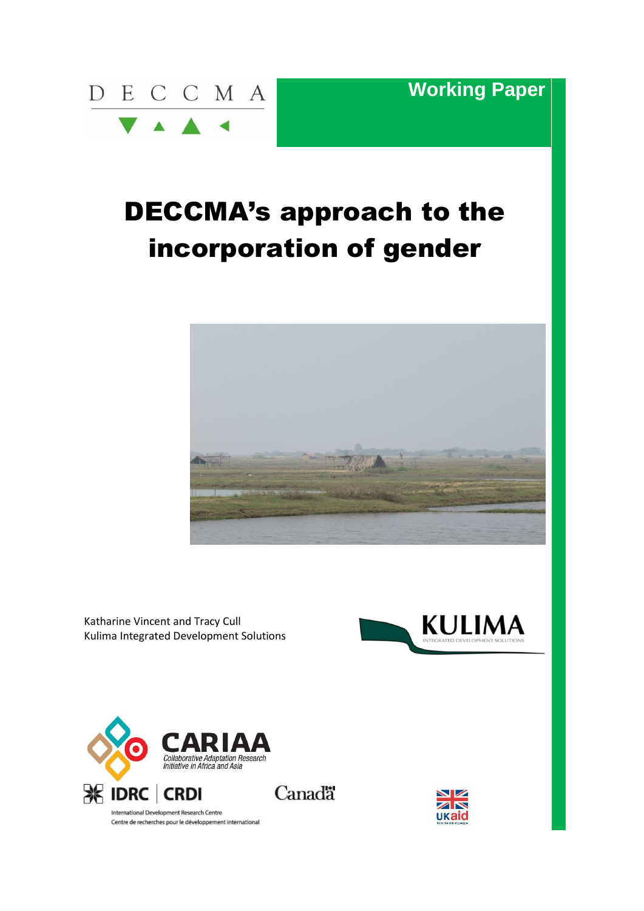DECCMA

Working Paper

# DECCMA's approach to the incorporation of gender

Katharine Vincent and Tracy Cull
Kulima Integrated Development Solutions

KULIMA
INTEGRATED DEVELOPMENT SOLUTIONS

CARIAA
Collaborative Adaptation Research Initiative in Africa and Asia

IDRC | CRDI
International Development Research Centre
Centre de recherches pour le développement international

Canada

UKaid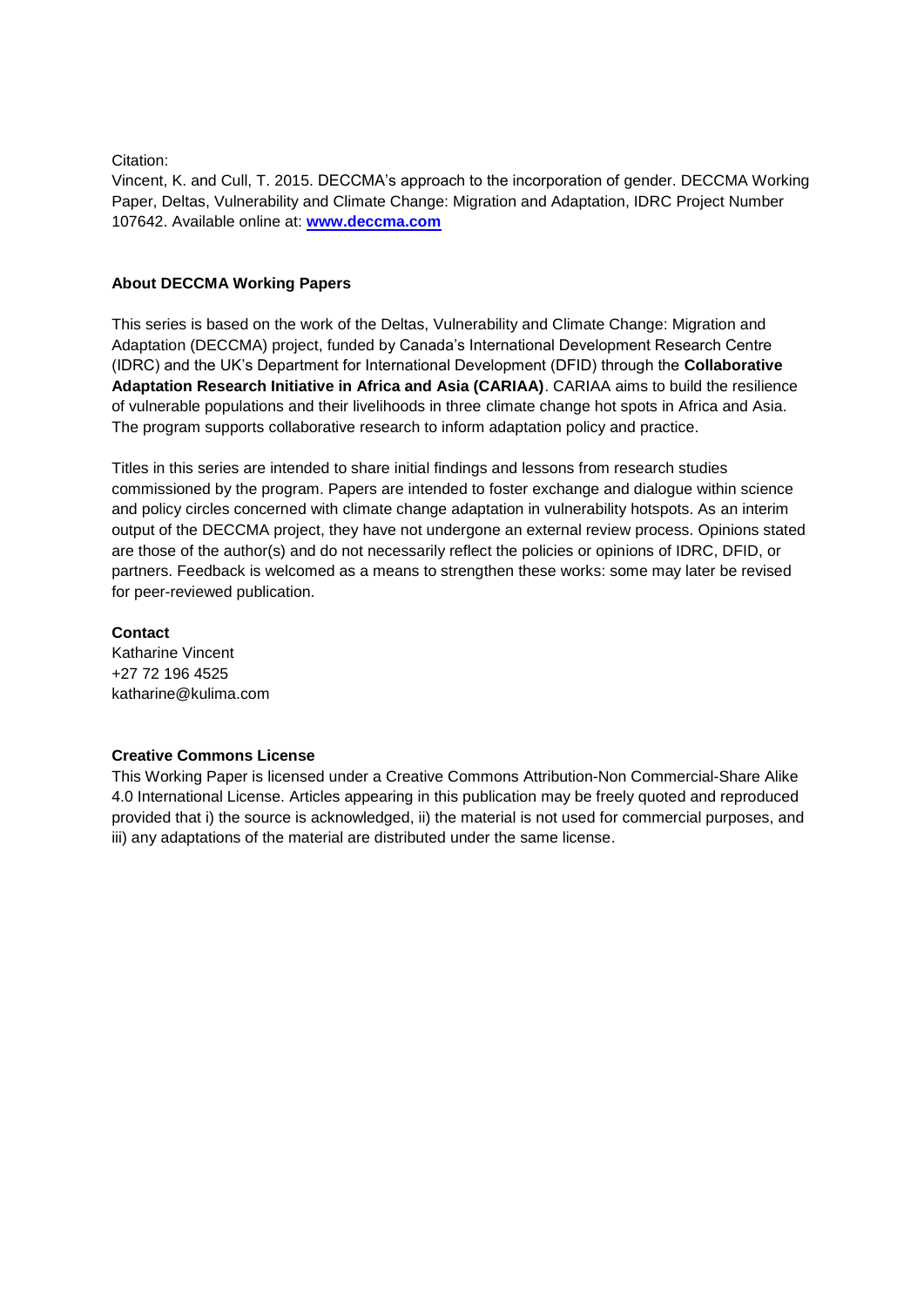Citation:

Vincent, K. and Cull, T. 2015. DECCMA's approach to the incorporation of gender. DECCMA Working Paper, Deltas, Vulnerability and Climate Change: Migration and Adaptation, IDRC Project Number 107642. Available online at: **[www.deccma.com](http://www.deccma.com)**

**About DECCMA Working Papers**

This series is based on the work of the Deltas, Vulnerability and Climate Change: Migration and Adaptation (DECCMA) project, funded by Canada's International Development Research Centre (IDRC) and the UK's Department for International Development (DFID) through the **Collaborative Adaptation Research Initiative in Africa and Asia (CARIAA)**. CARIAA aims to build the resilience of vulnerable populations and their livelihoods in three climate change hot spots in Africa and Asia. The program supports collaborative research to inform adaptation policy and practice.

Titles in this series are intended to share initial findings and lessons from research studies commissioned by the program. Papers are intended to foster exchange and dialogue within science and policy circles concerned with climate change adaptation in vulnerability hotspots. As an interim output of the DECCMA project, they have not undergone an external review process. Opinions stated are those of the author(s) and do not necessarily reflect the policies or opinions of IDRC, DFID, or partners. Feedback is welcomed as a means to strengthen these works: some may later be revised for peer-reviewed publication.

**Contact**

Katharine Vincent
+27 72 196 4525
katharine@kulima.com

**Creative Commons License**

This Working Paper is licensed under a Creative Commons Attribution-Non Commercial-Share Alike 4.0 International License. Articles appearing in this publication may be freely quoted and reproduced provided that i) the source is acknowledged, ii) the material is not used for commercial purposes, and iii) any adaptations of the material are distributed under the same license.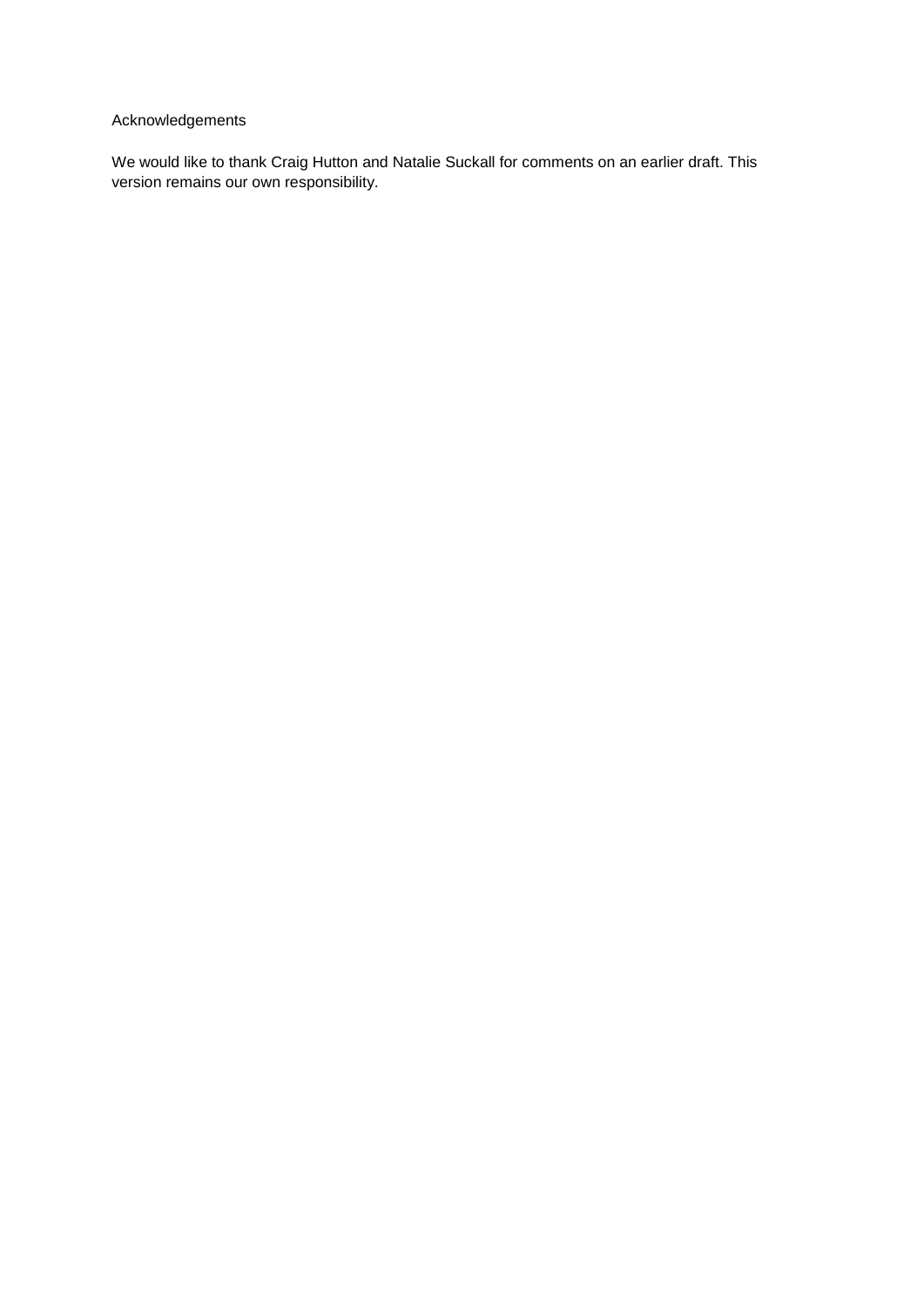# Acknowledgements

We would like to thank Craig Hutton and Natalie Suckall for comments on an earlier draft. This version remains our own responsibility.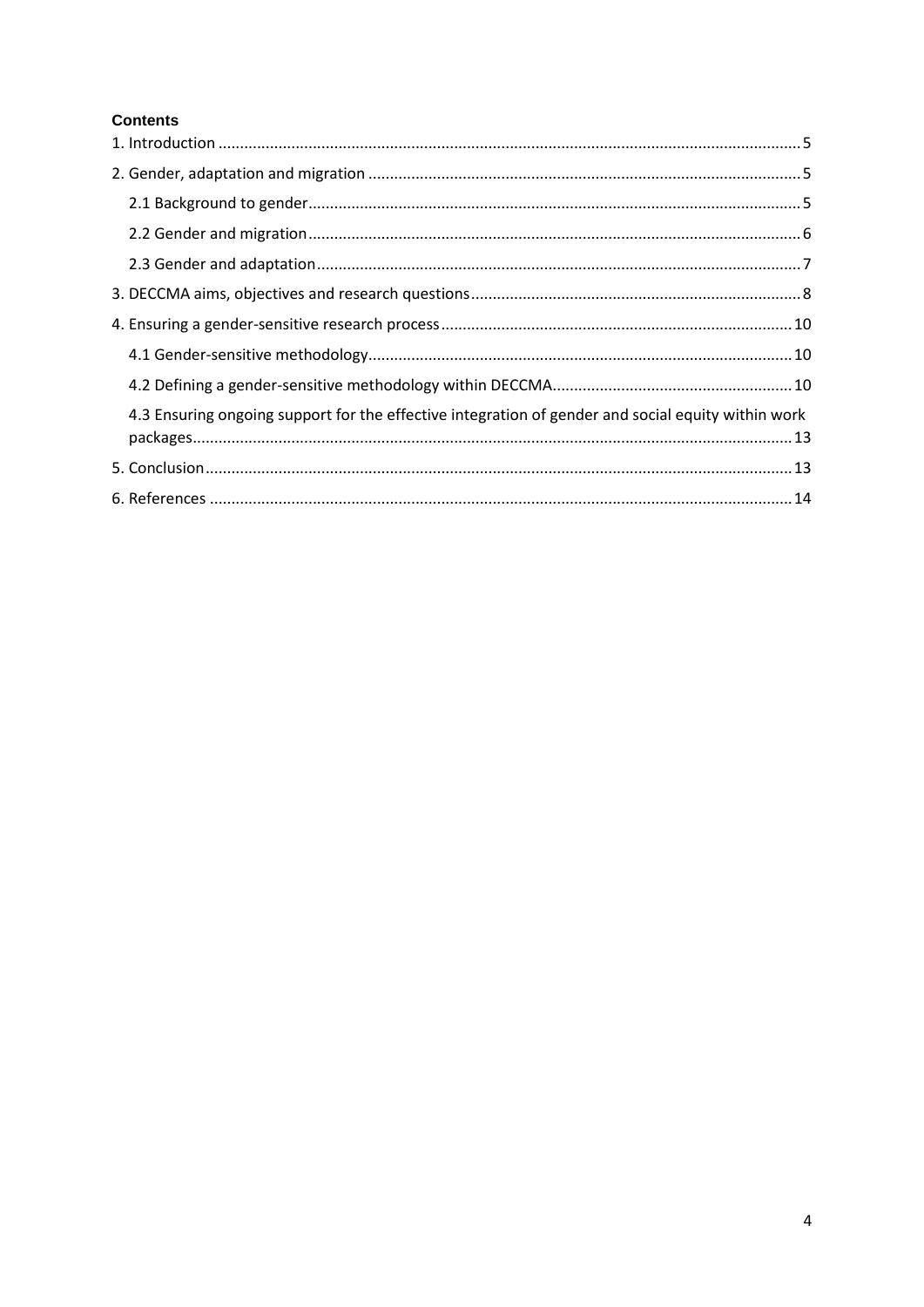**Contents**

1. Introduction ........................................................................................................................................ 5
2. Gender, adaptation and migration .................................................................................................... 5
    - 2.1 Background to gender .................................................................................................................. 5
    - 2.2 Gender and migration .................................................................................................................. 6
    - 2.3 Gender and adaptation ................................................................................................................. 7
3. DECCMA aims, objectives and research questions ............................................................................ 8
4. Ensuring a gender-sensitive research process ................................................................................. 10
    - 4.1 Gender-sensitive methodology .................................................................................................. 10
    - 4.2 Defining a gender-sensitive methodology within DECCMA ........................................................ 10
    - 4.3 Ensuring ongoing support for the effective integration of gender and social equity within work packages ........................................................................................................................................ 13
5. Conclusion ........................................................................................................................................ 13
6. References ....................................................................................................................................... 14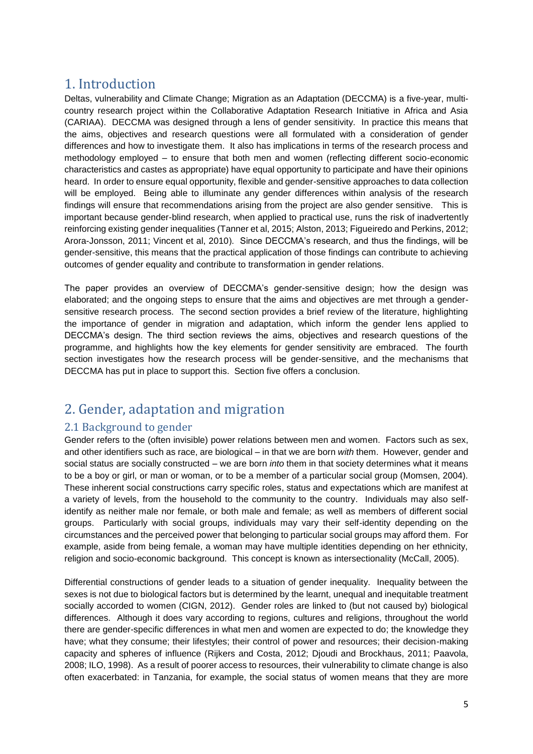# 1. Introduction

Deltas, vulnerability and Climate Change; Migration as an Adaptation (DECCMA) is a five-year, multi-country research project within the Collaborative Adaptation Research Initiative in Africa and Asia (CARIAA). DECCMA was designed through a lens of gender sensitivity. In practice this means that the aims, objectives and research questions were all formulated with a consideration of gender differences and how to investigate them. It also has implications in terms of the research process and methodology employed – to ensure that both men and women (reflecting different socio-economic characteristics and castes as appropriate) have equal opportunity to participate and have their opinions heard. In order to ensure equal opportunity, flexible and gender-sensitive approaches to data collection will be employed. Being able to illuminate any gender differences within analysis of the research findings will ensure that recommendations arising from the project are also gender sensitive. This is important because gender-blind research, when applied to practical use, runs the risk of inadvertently reinforcing existing gender inequalities (Tanner et al, 2015; Alston, 2013; Figueiredo and Perkins, 2012; Arora-Jonsson, 2011; Vincent et al, 2010). Since DECCMA's research, and thus the findings, will be gender-sensitive, this means that the practical application of those findings can contribute to achieving outcomes of gender equality and contribute to transformation in gender relations.

The paper provides an overview of DECCMA's gender-sensitive design; how the design was elaborated; and the ongoing steps to ensure that the aims and objectives are met through a gender-sensitive research process. The second section provides a brief review of the literature, highlighting the importance of gender in migration and adaptation, which inform the gender lens applied to DECCMA's design. The third section reviews the aims, objectives and research questions of the programme, and highlights how the key elements for gender sensitivity are embraced. The fourth section investigates how the research process will be gender-sensitive, and the mechanisms that DECCMA has put in place to support this. Section five offers a conclusion.

# 2. Gender, adaptation and migration

## 2.1 Background to gender

Gender refers to the (often invisible) power relations between men and women. Factors such as sex, and other identifiers such as race, are biological – in that we are born *with* them. However, gender and social status are socially constructed – we are born *into* them in that society determines what it means to be a boy or girl, or man or woman, or to be a member of a particular social group (Momsen, 2004). These inherent social constructions carry specific roles, status and expectations which are manifest at a variety of levels, from the household to the community to the country. Individuals may also self-identify as neither male nor female, or both male and female; as well as members of different social groups. Particularly with social groups, individuals may vary their self-identity depending on the circumstances and the perceived power that belonging to particular social groups may afford them. For example, aside from being female, a woman may have multiple identities depending on her ethnicity, religion and socio-economic background. This concept is known as intersectionality (McCall, 2005).

Differential constructions of gender leads to a situation of gender inequality. Inequality between the sexes is not due to biological factors but is determined by the learnt, unequal and inequitable treatment socially accorded to women (CIGN, 2012). Gender roles are linked to (but not caused by) biological differences. Although it does vary according to regions, cultures and religions, throughout the world there are gender-specific differences in what men and women are expected to do; the knowledge they have; what they consume; their lifestyles; their control of power and resources; their decision-making capacity and spheres of influence (Rijkers and Costa, 2012; Djoudi and Brockhaus, 2011; Paavola, 2008; ILO, 1998). As a result of poorer access to resources, their vulnerability to climate change is also often exacerbated: in Tanzania, for example, the social status of women means that they are more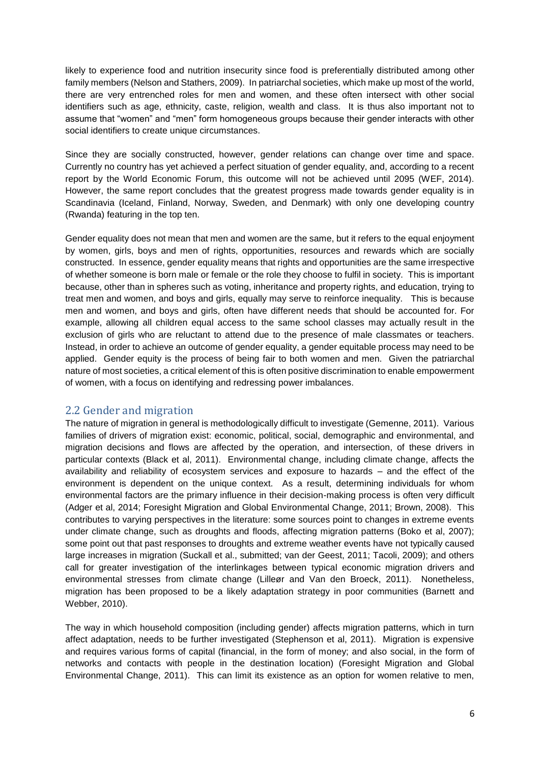likely to experience food and nutrition insecurity since food is preferentially distributed among other family members (Nelson and Stathers, 2009). In patriarchal societies, which make up most of the world, there are very entrenched roles for men and women, and these often intersect with other social identifiers such as age, ethnicity, caste, religion, wealth and class. It is thus also important not to assume that "women" and "men" form homogeneous groups because their gender interacts with other social identifiers to create unique circumstances.

Since they are socially constructed, however, gender relations can change over time and space. Currently no country has yet achieved a perfect situation of gender equality, and, according to a recent report by the World Economic Forum, this outcome will not be achieved until 2095 (WEF, 2014). However, the same report concludes that the greatest progress made towards gender equality is in Scandinavia (Iceland, Finland, Norway, Sweden, and Denmark) with only one developing country (Rwanda) featuring in the top ten.

Gender equality does not mean that men and women are the same, but it refers to the equal enjoyment by women, girls, boys and men of rights, opportunities, resources and rewards which are socially constructed. In essence, gender equality means that rights and opportunities are the same irrespective of whether someone is born male or female or the role they choose to fulfil in society. This is important because, other than in spheres such as voting, inheritance and property rights, and education, trying to treat men and women, and boys and girls, equally may serve to reinforce inequality. This is because men and women, and boys and girls, often have different needs that should be accounted for. For example, allowing all children equal access to the same school classes may actually result in the exclusion of girls who are reluctant to attend due to the presence of male classmates or teachers. Instead, in order to achieve an outcome of gender equality, a gender equitable process may need to be applied. Gender equity is the process of being fair to both women and men. Given the patriarchal nature of most societies, a critical element of this is often positive discrimination to enable empowerment of women, with a focus on identifying and redressing power imbalances.

## 2.2 Gender and migration

The nature of migration in general is methodologically difficult to investigate (Gemenne, 2011). Various families of drivers of migration exist: economic, political, social, demographic and environmental, and migration decisions and flows are affected by the operation, and intersection, of these drivers in particular contexts (Black et al, 2011). Environmental change, including climate change, affects the availability and reliability of ecosystem services and exposure to hazards – and the effect of the environment is dependent on the unique context. As a result, determining individuals for whom environmental factors are the primary influence in their decision-making process is often very difficult (Adger et al, 2014; Foresight Migration and Global Environmental Change, 2011; Brown, 2008). This contributes to varying perspectives in the literature: some sources point to changes in extreme events under climate change, such as droughts and floods, affecting migration patterns (Boko et al, 2007); some point out that past responses to droughts and extreme weather events have not typically caused large increases in migration (Suckall et al., submitted; van der Geest, 2011; Tacoli, 2009); and others call for greater investigation of the interlinkages between typical economic migration drivers and environmental stresses from climate change (Lilleør and Van den Broeck, 2011). Nonetheless, migration has been proposed to be a likely adaptation strategy in poor communities (Barnett and Webber, 2010).

The way in which household composition (including gender) affects migration patterns, which in turn affect adaptation, needs to be further investigated (Stephenson et al, 2011). Migration is expensive and requires various forms of capital (financial, in the form of money; and also social, in the form of networks and contacts with people in the destination location) (Foresight Migration and Global Environmental Change, 2011). This can limit its existence as an option for women relative to men,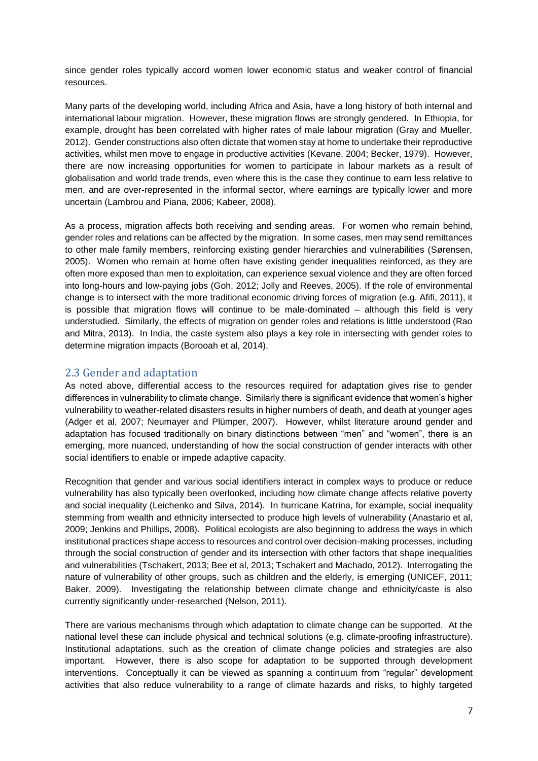since gender roles typically accord women lower economic status and weaker control of financial resources.

Many parts of the developing world, including Africa and Asia, have a long history of both internal and international labour migration. However, these migration flows are strongly gendered. In Ethiopia, for example, drought has been correlated with higher rates of male labour migration (Gray and Mueller, 2012). Gender constructions also often dictate that women stay at home to undertake their reproductive activities, whilst men move to engage in productive activities (Kevane, 2004; Becker, 1979). However, there are now increasing opportunities for women to participate in labour markets as a result of globalisation and world trade trends, even where this is the case they continue to earn less relative to men, and are over-represented in the informal sector, where earnings are typically lower and more uncertain (Lambrou and Piana, 2006; Kabeer, 2008).

As a process, migration affects both receiving and sending areas. For women who remain behind, gender roles and relations can be affected by the migration. In some cases, men may send remittances to other male family members, reinforcing existing gender hierarchies and vulnerabilities (Sørensen, 2005). Women who remain at home often have existing gender inequalities reinforced, as they are often more exposed than men to exploitation, can experience sexual violence and they are often forced into long-hours and low-paying jobs (Goh, 2012; Jolly and Reeves, 2005). If the role of environmental change is to intersect with the more traditional economic driving forces of migration (e.g. Afifi, 2011), it is possible that migration flows will continue to be male-dominated – although this field is very understudied. Similarly, the effects of migration on gender roles and relations is little understood (Rao and Mitra, 2013). In India, the caste system also plays a key role in intersecting with gender roles to determine migration impacts (Borooah et al, 2014).

## 2.3 Gender and adaptation

As noted above, differential access to the resources required for adaptation gives rise to gender differences in vulnerability to climate change. Similarly there is significant evidence that women's higher vulnerability to weather-related disasters results in higher numbers of death, and death at younger ages (Adger et al, 2007; Neumayer and Plümper, 2007). However, whilst literature around gender and adaptation has focused traditionally on binary distinctions between "men" and "women", there is an emerging, more nuanced, understanding of how the social construction of gender interacts with other social identifiers to enable or impede adaptive capacity.

Recognition that gender and various social identifiers interact in complex ways to produce or reduce vulnerability has also typically been overlooked, including how climate change affects relative poverty and social inequality (Leichenko and Silva, 2014). In hurricane Katrina, for example, social inequality stemming from wealth and ethnicity intersected to produce high levels of vulnerability (Anastario et al, 2009; Jenkins and Phillips, 2008). Political ecologists are also beginning to address the ways in which institutional practices shape access to resources and control over decision-making processes, including through the social construction of gender and its intersection with other factors that shape inequalities and vulnerabilities (Tschakert, 2013; Bee et al, 2013; Tschakert and Machado, 2012). Interrogating the nature of vulnerability of other groups, such as children and the elderly, is emerging (UNICEF, 2011; Baker, 2009). Investigating the relationship between climate change and ethnicity/caste is also currently significantly under-researched (Nelson, 2011).

There are various mechanisms through which adaptation to climate change can be supported. At the national level these can include physical and technical solutions (e.g. climate-proofing infrastructure). Institutional adaptations, such as the creation of climate change policies and strategies are also important. However, there is also scope for adaptation to be supported through development interventions. Conceptually it can be viewed as spanning a continuum from "regular" development activities that also reduce vulnerability to a range of climate hazards and risks, to highly targeted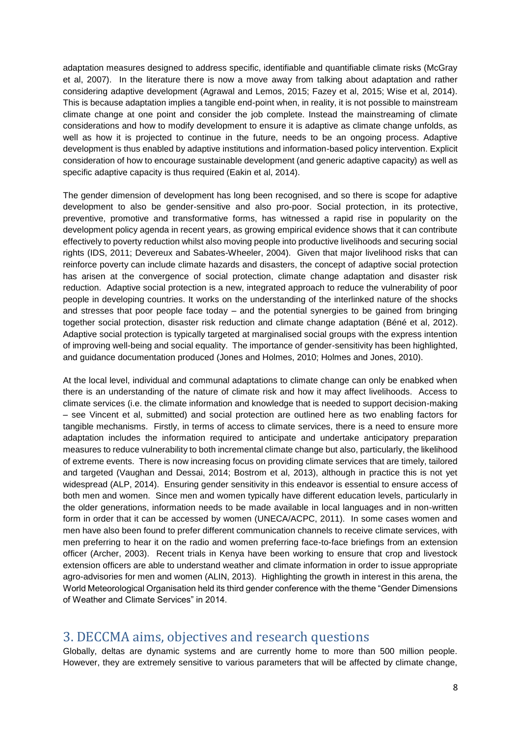adaptation measures designed to address specific, identifiable and quantifiable climate risks (McGray et al, 2007). In the literature there is now a move away from talking about adaptation and rather considering adaptive development (Agrawal and Lemos, 2015; Fazey et al, 2015; Wise et al, 2014). This is because adaptation implies a tangible end-point when, in reality, it is not possible to mainstream climate change at one point and consider the job complete. Instead the mainstreaming of climate considerations and how to modify development to ensure it is adaptive as climate change unfolds, as well as how it is projected to continue in the future, needs to be an ongoing process. Adaptive development is thus enabled by adaptive institutions and information-based policy intervention. Explicit consideration of how to encourage sustainable development (and generic adaptive capacity) as well as specific adaptive capacity is thus required (Eakin et al, 2014).

The gender dimension of development has long been recognised, and so there is scope for adaptive development to also be gender-sensitive and also pro-poor. Social protection, in its protective, preventive, promotive and transformative forms, has witnessed a rapid rise in popularity on the development policy agenda in recent years, as growing empirical evidence shows that it can contribute effectively to poverty reduction whilst also moving people into productive livelihoods and securing social rights (IDS, 2011; Devereux and Sabates-Wheeler, 2004). Given that major livelihood risks that can reinforce poverty can include climate hazards and disasters, the concept of adaptive social protection has arisen at the convergence of social protection, climate change adaptation and disaster risk reduction. Adaptive social protection is a new, integrated approach to reduce the vulnerability of poor people in developing countries. It works on the understanding of the interlinked nature of the shocks and stresses that poor people face today – and the potential synergies to be gained from bringing together social protection, disaster risk reduction and climate change adaptation (Béné et al, 2012). Adaptive social protection is typically targeted at marginalised social groups with the express intention of improving well-being and social equality. The importance of gender-sensitivity has been highlighted, and guidance documentation produced (Jones and Holmes, 2010; Holmes and Jones, 2010).

At the local level, individual and communal adaptations to climate change can only be enabked when there is an understanding of the nature of climate risk and how it may affect livelihoods. Access to climate services (i.e. the climate information and knowledge that is needed to support decision-making – see Vincent et al, submitted) and social protection are outlined here as two enabling factors for tangible mechanisms. Firstly, in terms of access to climate services, there is a need to ensure more adaptation includes the information required to anticipate and undertake anticipatory preparation measures to reduce vulnerability to both incremental climate change but also, particularly, the likelihood of extreme events. There is now increasing focus on providing climate services that are timely, tailored and targeted (Vaughan and Dessai, 2014; Bostrom et al, 2013), although in practice this is not yet widespread (ALP, 2014). Ensuring gender sensitivity in this endeavor is essential to ensure access of both men and women. Since men and women typically have different education levels, particularly in the older generations, information needs to be made available in local languages and in non-written form in order that it can be accessed by women (UNECA/ACPC, 2011). In some cases women and men have also been found to prefer different communication channels to receive climate services, with men preferring to hear it on the radio and women preferring face-to-face briefings from an extension officer (Archer, 2003). Recent trials in Kenya have been working to ensure that crop and livestock extension officers are able to understand weather and climate information in order to issue appropriate agro-advisories for men and women (ALIN, 2013). Highlighting the growth in interest in this arena, the World Meteorological Organisation held its third gender conference with the theme "Gender Dimensions of Weather and Climate Services" in 2014.

## 3. DECCMA aims, objectives and research questions

Globally, deltas are dynamic systems and are currently home to more than 500 million people. However, they are extremely sensitive to various parameters that will be affected by climate change,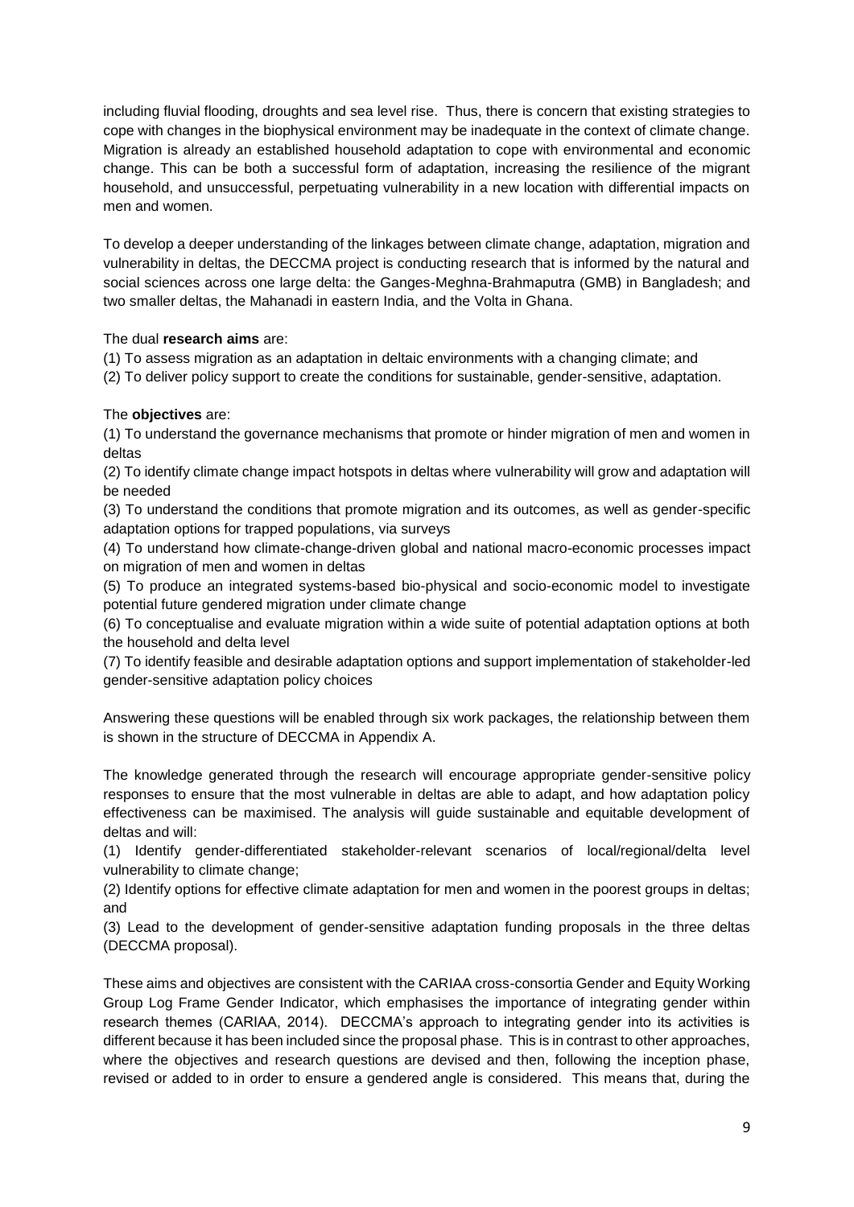including fluvial flooding, droughts and sea level rise. Thus, there is concern that existing strategies to cope with changes in the biophysical environment may be inadequate in the context of climate change. Migration is already an established household adaptation to cope with environmental and economic change. This can be both a successful form of adaptation, increasing the resilience of the migrant household, and unsuccessful, perpetuating vulnerability in a new location with differential impacts on men and women.

To develop a deeper understanding of the linkages between climate change, adaptation, migration and vulnerability in deltas, the DECCMA project is conducting research that is informed by the natural and social sciences across one large delta: the Ganges-Meghna-Brahmaputra (GMB) in Bangladesh; and two smaller deltas, the Mahanadi in eastern India, and the Volta in Ghana.

The dual **research aims** are:

(1) To assess migration as an adaptation in deltaic environments with a changing climate; and
(2) To deliver policy support to create the conditions for sustainable, gender-sensitive, adaptation.

The **objectives** are:

(1) To understand the governance mechanisms that promote or hinder migration of men and women in deltas
(2) To identify climate change impact hotspots in deltas where vulnerability will grow and adaptation will be needed
(3) To understand the conditions that promote migration and its outcomes, as well as gender-specific adaptation options for trapped populations, via surveys
(4) To understand how climate-change-driven global and national macro-economic processes impact on migration of men and women in deltas
(5) To produce an integrated systems-based bio-physical and socio-economic model to investigate potential future gendered migration under climate change
(6) To conceptualise and evaluate migration within a wide suite of potential adaptation options at both the household and delta level
(7) To identify feasible and desirable adaptation options and support implementation of stakeholder-led gender-sensitive adaptation policy choices

Answering these questions will be enabled through six work packages, the relationship between them is shown in the structure of DECCMA in Appendix A.

The knowledge generated through the research will encourage appropriate gender-sensitive policy responses to ensure that the most vulnerable in deltas are able to adapt, and how adaptation policy effectiveness can be maximised. The analysis will guide sustainable and equitable development of deltas and will:

(1) Identify gender-differentiated stakeholder-relevant scenarios of local/regional/delta level vulnerability to climate change;
(2) Identify options for effective climate adaptation for men and women in the poorest groups in deltas; and
(3) Lead to the development of gender-sensitive adaptation funding proposals in the three deltas (DECCMA proposal).

These aims and objectives are consistent with the CARIAA cross-consortia Gender and Equity Working Group Log Frame Gender Indicator, which emphasises the importance of integrating gender within research themes (CARIAA, 2014). DECCMA's approach to integrating gender into its activities is different because it has been included since the proposal phase. This is in contrast to other approaches, where the objectives and research questions are devised and then, following the inception phase, revised or added to in order to ensure a gendered angle is considered. This means that, during the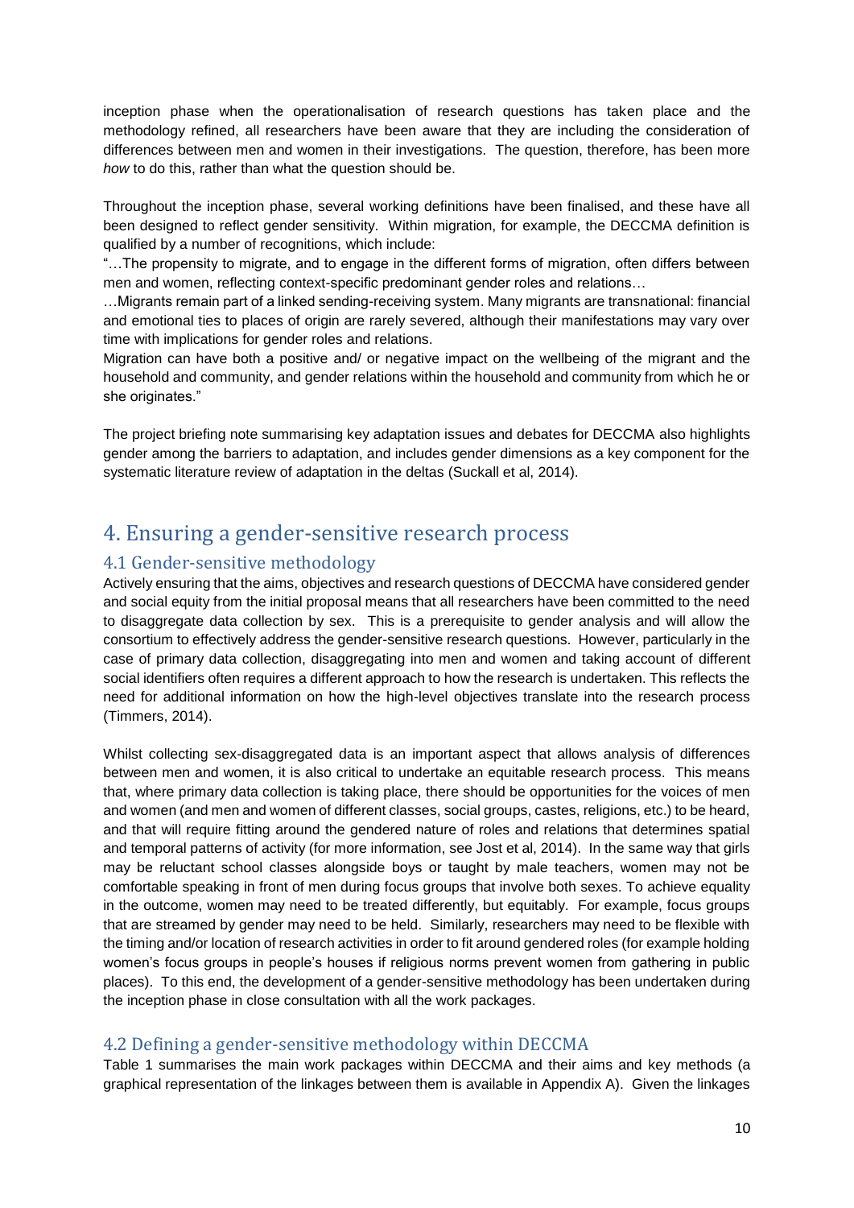inception phase when the operationalisation of research questions has taken place and the methodology refined, all researchers have been aware that they are including the consideration of differences between men and women in their investigations. The question, therefore, has been more *how* to do this, rather than what the question should be.

Throughout the inception phase, several working definitions have been finalised, and these have all been designed to reflect gender sensitivity. Within migration, for example, the DECCMA definition is qualified by a number of recognitions, which include:

"…The propensity to migrate, and to engage in the different forms of migration, often differs between men and women, reflecting context-specific predominant gender roles and relations…

…Migrants remain part of a linked sending-receiving system. Many migrants are transnational: financial and emotional ties to places of origin are rarely severed, although their manifestations may vary over time with implications for gender roles and relations.

Migration can have both a positive and/ or negative impact on the wellbeing of the migrant and the household and community, and gender relations within the household and community from which he or she originates."

The project briefing note summarising key adaptation issues and debates for DECCMA also highlights gender among the barriers to adaptation, and includes gender dimensions as a key component for the systematic literature review of adaptation in the deltas (Suckall et al, 2014).

# 4. Ensuring a gender-sensitive research process

## 4.1 Gender-sensitive methodology

Actively ensuring that the aims, objectives and research questions of DECCMA have considered gender and social equity from the initial proposal means that all researchers have been committed to the need to disaggregate data collection by sex. This is a prerequisite to gender analysis and will allow the consortium to effectively address the gender-sensitive research questions. However, particularly in the case of primary data collection, disaggregating into men and women and taking account of different social identifiers often requires a different approach to how the research is undertaken. This reflects the need for additional information on how the high-level objectives translate into the research process (Timmers, 2014).

Whilst collecting sex-disaggregated data is an important aspect that allows analysis of differences between men and women, it is also critical to undertake an equitable research process. This means that, where primary data collection is taking place, there should be opportunities for the voices of men and women (and men and women of different classes, social groups, castes, religions, etc.) to be heard, and that will require fitting around the gendered nature of roles and relations that determines spatial and temporal patterns of activity (for more information, see Jost et al, 2014). In the same way that girls may be reluctant school classes alongside boys or taught by male teachers, women may not be comfortable speaking in front of men during focus groups that involve both sexes. To achieve equality in the outcome, women may need to be treated differently, but equitably. For example, focus groups that are streamed by gender may need to be held. Similarly, researchers may need to be flexible with the timing and/or location of research activities in order to fit around gendered roles (for example holding women's focus groups in people's houses if religious norms prevent women from gathering in public places). To this end, the development of a gender-sensitive methodology has been undertaken during the inception phase in close consultation with all the work packages.

## 4.2 Defining a gender-sensitive methodology within DECCMA

Table 1 summarises the main work packages within DECCMA and their aims and key methods (a graphical representation of the linkages between them is available in Appendix A). Given the linkages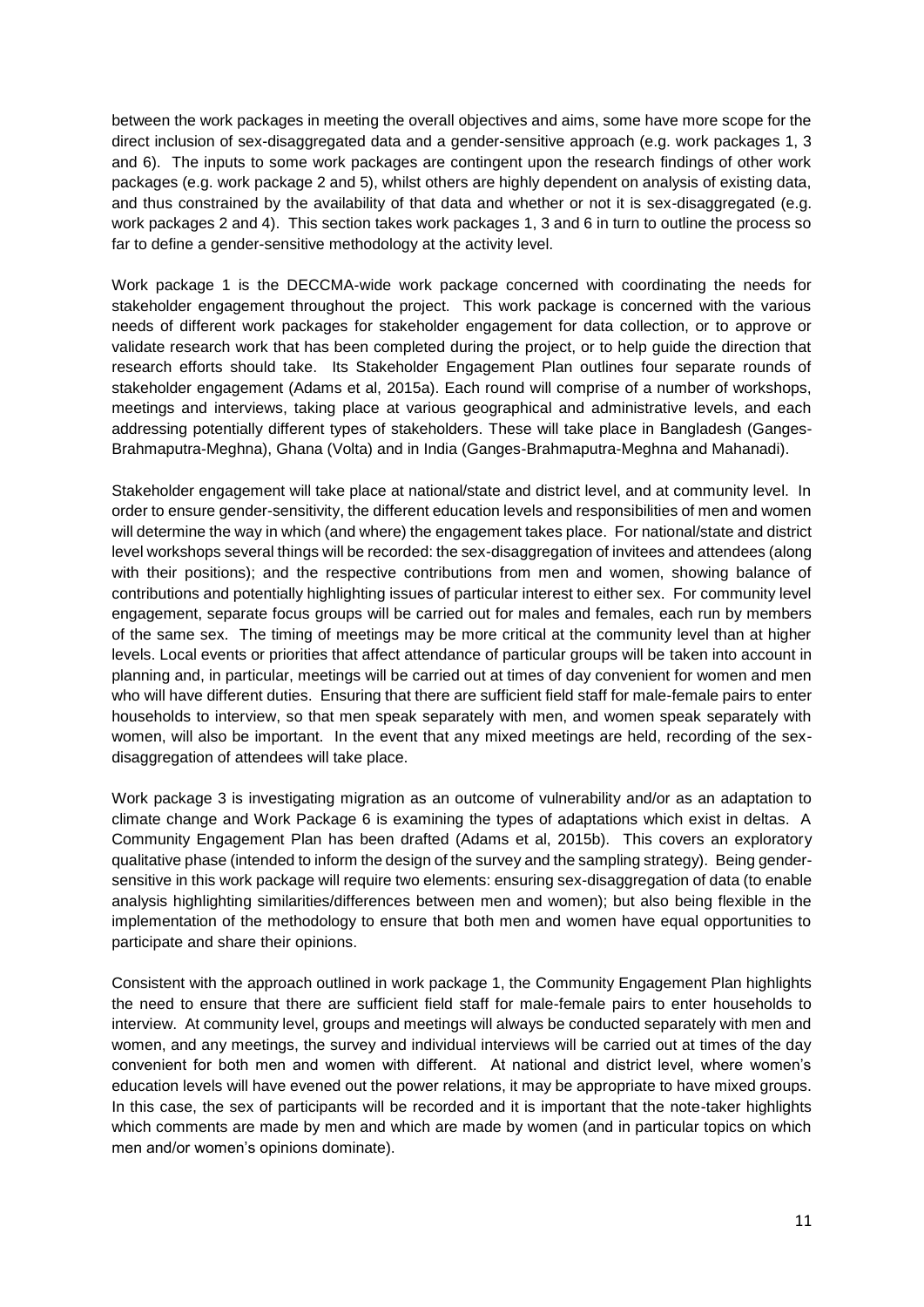between the work packages in meeting the overall objectives and aims, some have more scope for the direct inclusion of sex-disaggregated data and a gender-sensitive approach (e.g. work packages 1, 3 and 6). The inputs to some work packages are contingent upon the research findings of other work packages (e.g. work package 2 and 5), whilst others are highly dependent on analysis of existing data, and thus constrained by the availability of that data and whether or not it is sex-disaggregated (e.g. work packages 2 and 4). This section takes work packages 1, 3 and 6 in turn to outline the process so far to define a gender-sensitive methodology at the activity level.

Work package 1 is the DECCMA-wide work package concerned with coordinating the needs for stakeholder engagement throughout the project. This work package is concerned with the various needs of different work packages for stakeholder engagement for data collection, or to approve or validate research work that has been completed during the project, or to help guide the direction that research efforts should take. Its Stakeholder Engagement Plan outlines four separate rounds of stakeholder engagement (Adams et al, 2015a). Each round will comprise of a number of workshops, meetings and interviews, taking place at various geographical and administrative levels, and each addressing potentially different types of stakeholders. These will take place in Bangladesh (Ganges-Brahmaputra-Meghna), Ghana (Volta) and in India (Ganges-Brahmaputra-Meghna and Mahanadi).

Stakeholder engagement will take place at national/state and district level, and at community level. In order to ensure gender-sensitivity, the different education levels and responsibilities of men and women will determine the way in which (and where) the engagement takes place. For national/state and district level workshops several things will be recorded: the sex-disaggregation of invitees and attendees (along with their positions); and the respective contributions from men and women, showing balance of contributions and potentially highlighting issues of particular interest to either sex. For community level engagement, separate focus groups will be carried out for males and females, each run by members of the same sex. The timing of meetings may be more critical at the community level than at higher levels. Local events or priorities that affect attendance of particular groups will be taken into account in planning and, in particular, meetings will be carried out at times of day convenient for women and men who will have different duties. Ensuring that there are sufficient field staff for male-female pairs to enter households to interview, so that men speak separately with men, and women speak separately with women, will also be important. In the event that any mixed meetings are held, recording of the sex-disaggregation of attendees will take place.

Work package 3 is investigating migration as an outcome of vulnerability and/or as an adaptation to climate change and Work Package 6 is examining the types of adaptations which exist in deltas. A Community Engagement Plan has been drafted (Adams et al, 2015b). This covers an exploratory qualitative phase (intended to inform the design of the survey and the sampling strategy). Being gender-sensitive in this work package will require two elements: ensuring sex-disaggregation of data (to enable analysis highlighting similarities/differences between men and women); but also being flexible in the implementation of the methodology to ensure that both men and women have equal opportunities to participate and share their opinions.

Consistent with the approach outlined in work package 1, the Community Engagement Plan highlights the need to ensure that there are sufficient field staff for male-female pairs to enter households to interview. At community level, groups and meetings will always be conducted separately with men and women, and any meetings, the survey and individual interviews will be carried out at times of the day convenient for both men and women with different. At national and district level, where women's education levels will have evened out the power relations, it may be appropriate to have mixed groups. In this case, the sex of participants will be recorded and it is important that the note-taker highlights which comments are made by men and which are made by women (and in particular topics on which men and/or women's opinions dominate).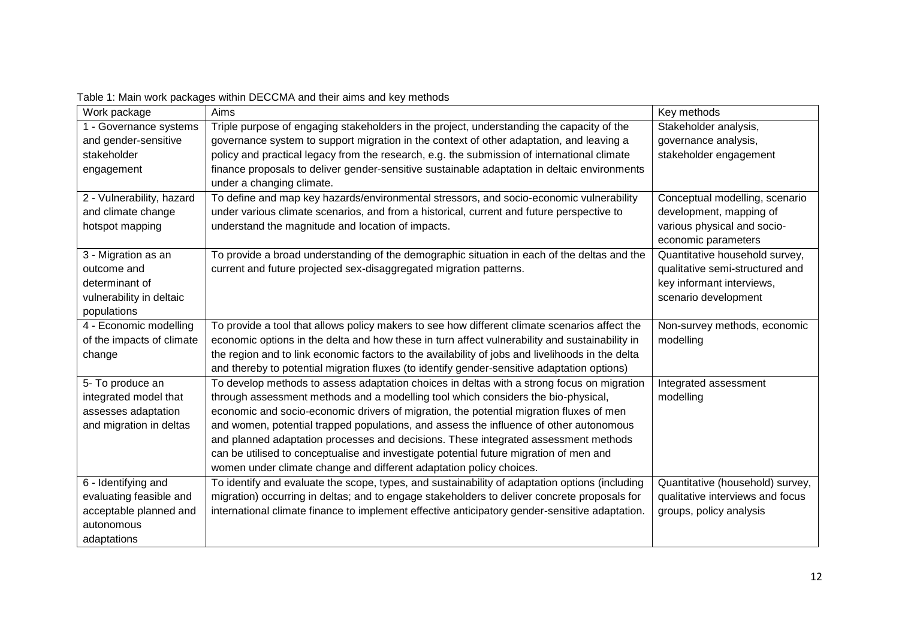Table 1: Main work packages within DECCMA and their aims and key methods

| Work package | Aims | Key methods |
| --- | --- | --- |
| 1 - Governance systems and gender-sensitive stakeholder engagement | Triple purpose of engaging stakeholders in the project, understanding the capacity of the governance system to support migration in the context of other adaptation, and leaving a policy and practical legacy from the research, e.g. the submission of international climate finance proposals to deliver gender-sensitive sustainable adaptation in deltaic environments under a changing climate. | Stakeholder analysis, governance analysis, stakeholder engagement |
| 2 - Vulnerability, hazard and climate change hotspot mapping | To define and map key hazards/environmental stressors, and socio-economic vulnerability under various climate scenarios, and from a historical, current and future perspective to understand the magnitude and location of impacts. | Conceptual modelling, scenario development, mapping of various physical and socio-economic parameters |
| 3 - Migration as an outcome and determinant of vulnerability in deltaic populations | To provide a broad understanding of the demographic situation in each of the deltas and the current and future projected sex-disaggregated migration patterns. | Quantitative household survey, qualitative semi-structured and key informant interviews, scenario development |
| 4 - Economic modelling of the impacts of climate change | To provide a tool that allows policy makers to see how different climate scenarios affect the economic options in the delta and how these in turn affect vulnerability and sustainability in the region and to link economic factors to the availability of jobs and livelihoods in the delta and thereby to potential migration fluxes (to identify gender-sensitive adaptation options) | Non-survey methods, economic modelling |
| 5- To produce an integrated model that assesses adaptation and migration in deltas | To develop methods to assess adaptation choices in deltas with a strong focus on migration through assessment methods and a modelling tool which considers the bio-physical, economic and socio-economic drivers of migration, the potential migration fluxes of men and women, potential trapped populations, and assess the influence of other autonomous and planned adaptation processes and decisions. These integrated assessment methods can be utilised to conceptualise and investigate potential future migration of men and women under climate change and different adaptation policy choices. | Integrated assessment modelling |
| 6 - Identifying and evaluating feasible and acceptable planned and autonomous adaptations | To identify and evaluate the scope, types, and sustainability of adaptation options (including migration) occurring in deltas; and to engage stakeholders to deliver concrete proposals for international climate finance to implement effective anticipatory gender-sensitive adaptation. | Quantitative (household) survey, qualitative interviews and focus groups, policy analysis |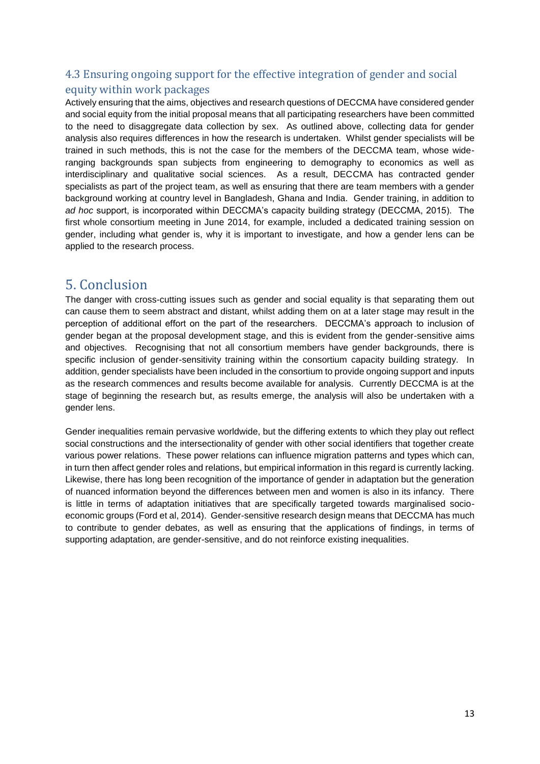### 4.3 Ensuring ongoing support for the effective integration of gender and social equity within work packages

Actively ensuring that the aims, objectives and research questions of DECCMA have considered gender and social equity from the initial proposal means that all participating researchers have been committed to the need to disaggregate data collection by sex. As outlined above, collecting data for gender analysis also requires differences in how the research is undertaken. Whilst gender specialists will be trained in such methods, this is not the case for the members of the DECCMA team, whose wide-ranging backgrounds span subjects from engineering to demography to economics as well as interdisciplinary and qualitative social sciences. As a result, DECCMA has contracted gender specialists as part of the project team, as well as ensuring that there are team members with a gender background working at country level in Bangladesh, Ghana and India. Gender training, in addition to *ad hoc* support, is incorporated within DECCMA's capacity building strategy (DECCMA, 2015). The first whole consortium meeting in June 2014, for example, included a dedicated training session on gender, including what gender is, why it is important to investigate, and how a gender lens can be applied to the research process.

## 5. Conclusion

The danger with cross-cutting issues such as gender and social equality is that separating them out can cause them to seem abstract and distant, whilst adding them on at a later stage may result in the perception of additional effort on the part of the researchers. DECCMA's approach to inclusion of gender began at the proposal development stage, and this is evident from the gender-sensitive aims and objectives. Recognising that not all consortium members have gender backgrounds, there is specific inclusion of gender-sensitivity training within the consortium capacity building strategy. In addition, gender specialists have been included in the consortium to provide ongoing support and inputs as the research commences and results become available for analysis. Currently DECCMA is at the stage of beginning the research but, as results emerge, the analysis will also be undertaken with a gender lens.

Gender inequalities remain pervasive worldwide, but the differing extents to which they play out reflect social constructions and the intersectionality of gender with other social identifiers that together create various power relations. These power relations can influence migration patterns and types which can, in turn then affect gender roles and relations, but empirical information in this regard is currently lacking. Likewise, there has long been recognition of the importance of gender in adaptation but the generation of nuanced information beyond the differences between men and women is also in its infancy. There is little in terms of adaptation initiatives that are specifically targeted towards marginalised socio-economic groups (Ford et al, 2014). Gender-sensitive research design means that DECCMA has much to contribute to gender debates, as well as ensuring that the applications of findings, in terms of supporting adaptation, are gender-sensitive, and do not reinforce existing inequalities.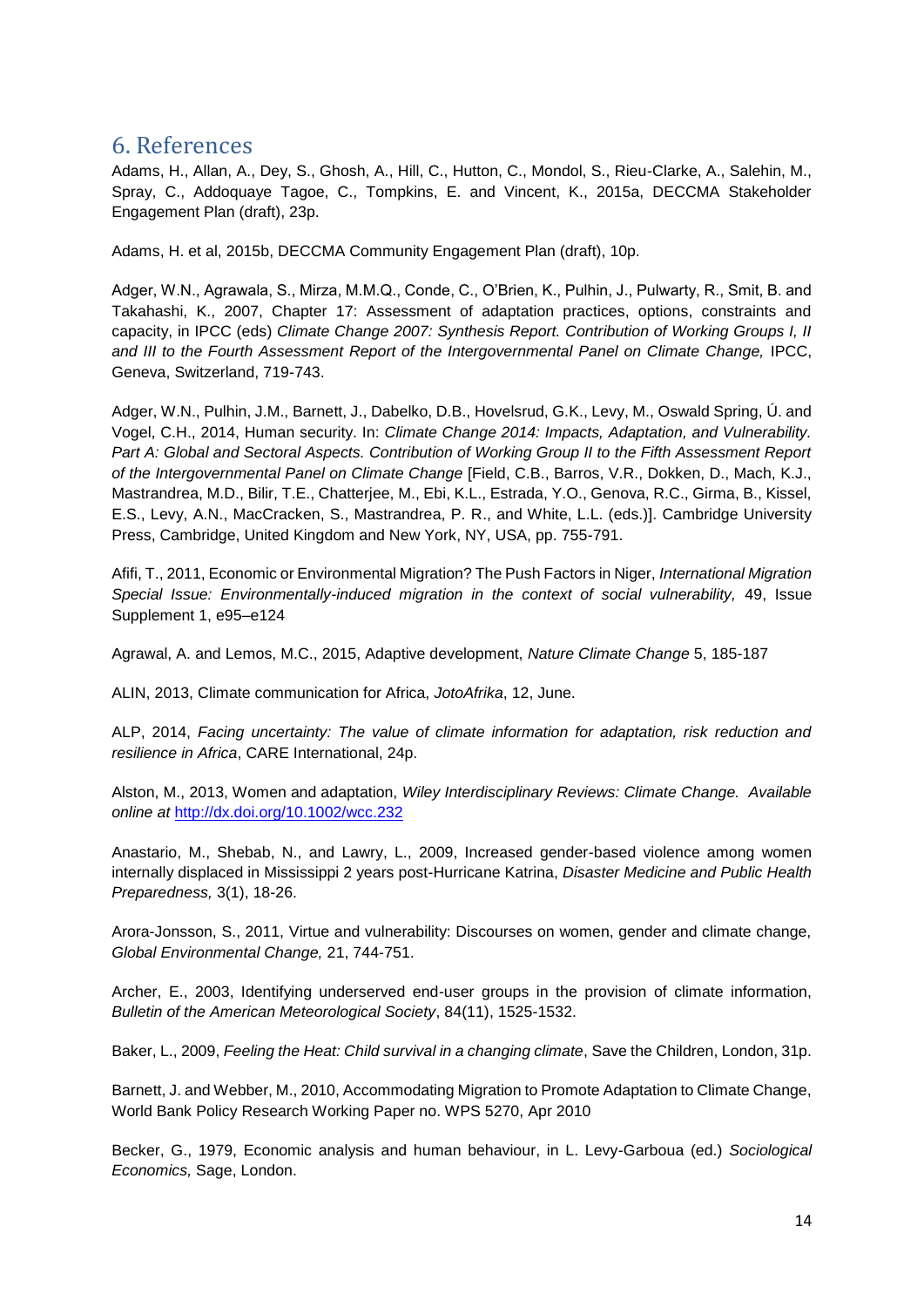## 6. References

Adams, H., Allan, A., Dey, S., Ghosh, A., Hill, C., Hutton, C., Mondol, S., Rieu-Clarke, A., Salehin, M., Spray, C., Addoquaye Tagoe, C., Tompkins, E. and Vincent, K., 2015a, DECCMA Stakeholder Engagement Plan (draft), 23p.

Adams, H. et al, 2015b, DECCMA Community Engagement Plan (draft), 10p.

Adger, W.N., Agrawala, S., Mirza, M.M.Q., Conde, C., O'Brien, K., Pulhin, J., Pulwarty, R., Smit, B. and Takahashi, K., 2007, Chapter 17: Assessment of adaptation practices, options, constraints and capacity, in IPCC (eds) *Climate Change 2007: Synthesis Report. Contribution of Working Groups I, II and III to the Fourth Assessment Report of the Intergovernmental Panel on Climate Change,* IPCC, Geneva, Switzerland, 719-743.

Adger, W.N., Pulhin, J.M., Barnett, J., Dabelko, D.B., Hovelsrud, G.K., Levy, M., Oswald Spring, Ú. and Vogel, C.H., 2014, Human security. In: *Climate Change 2014: Impacts, Adaptation, and Vulnerability. Part A: Global and Sectoral Aspects. Contribution of Working Group II to the Fifth Assessment Report of the Intergovernmental Panel on Climate Change* [Field, C.B., Barros, V.R., Dokken, D., Mach, K.J., Mastrandrea, M.D., Bilir, T.E., Chatterjee, M., Ebi, K.L., Estrada, Y.O., Genova, R.C., Girma, B., Kissel, E.S., Levy, A.N., MacCracken, S., Mastrandrea, P. R., and White, L.L. (eds.)]. Cambridge University Press, Cambridge, United Kingdom and New York, NY, USA, pp. 755-791.

Afifi, T., 2011, Economic or Environmental Migration? The Push Factors in Niger, *International Migration Special Issue: Environmentally-induced migration in the context of social vulnerability,* 49, Issue Supplement 1, e95–e124

Agrawal, A. and Lemos, M.C., 2015, Adaptive development, *Nature Climate Change* 5, 185-187

ALIN, 2013, Climate communication for Africa, *JotoAfrika*, 12, June.

ALP, 2014, *Facing uncertainty: The value of climate information for adaptation, risk reduction and resilience in Africa*, CARE International, 24p.

Alston, M., 2013, Women and adaptation, *Wiley Interdisciplinary Reviews: Climate Change. Available online at* http://dx.doi.org/10.1002/wcc.232

Anastario, M., Shebab, N., and Lawry, L., 2009, Increased gender-based violence among women internally displaced in Mississippi 2 years post-Hurricane Katrina, *Disaster Medicine and Public Health Preparedness,* 3(1), 18-26.

Arora-Jonsson, S., 2011, Virtue and vulnerability: Discourses on women, gender and climate change, *Global Environmental Change,* 21, 744-751.

Archer, E., 2003, Identifying underserved end-user groups in the provision of climate information, *Bulletin of the American Meteorological Society*, 84(11), 1525-1532.

Baker, L., 2009, *Feeling the Heat: Child survival in a changing climate*, Save the Children, London, 31p.

Barnett, J. and Webber, M., 2010, Accommodating Migration to Promote Adaptation to Climate Change, World Bank Policy Research Working Paper no. WPS 5270, Apr 2010

Becker, G., 1979, Economic analysis and human behaviour, in L. Levy-Garboua (ed.) *Sociological Economics,* Sage, London.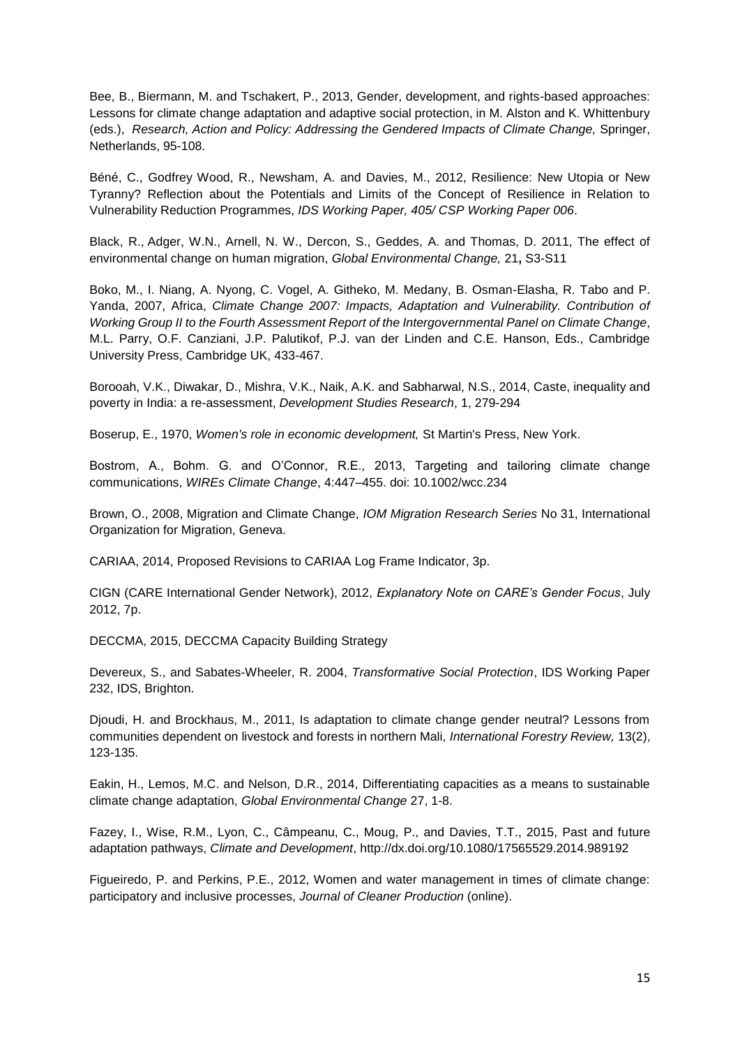Bee, B., Biermann, M. and Tschakert, P., 2013, Gender, development, and rights-based approaches: Lessons for climate change adaptation and adaptive social protection, in M. Alston and K. Whittenbury (eds.), *Research, Action and Policy: Addressing the Gendered Impacts of Climate Change,* Springer, Netherlands, 95-108.

Béné, C., Godfrey Wood, R., Newsham, A. and Davies, M., 2012, Resilience: New Utopia or New Tyranny? Reflection about the Potentials and Limits of the Concept of Resilience in Relation to Vulnerability Reduction Programmes, *IDS Working Paper, 405/ CSP Working Paper 006*.

Black, R., Adger, W.N., Arnell, N. W., Dercon, S., Geddes, A. and Thomas, D. 2011, The effect of environmental change on human migration, *Global Environmental Change,* 21**,** S3-S11

Boko, M., I. Niang, A. Nyong, C. Vogel, A. Githeko, M. Medany, B. Osman-Elasha, R. Tabo and P. Yanda, 2007, Africa, *Climate Change 2007: Impacts, Adaptation and Vulnerability. Contribution of Working Group II to the Fourth Assessment Report of the Intergovernmental Panel on Climate Change*, M.L. Parry, O.F. Canziani, J.P. Palutikof, P.J. van der Linden and C.E. Hanson, Eds., Cambridge University Press, Cambridge UK, 433-467.

Borooah, V.K., Diwakar, D., Mishra, V.K., Naik, A.K. and Sabharwal, N.S., 2014, Caste, inequality and poverty in India: a re-assessment, *Development Studies Research*, 1, 279-294

Boserup, E., 1970, *Women's role in economic development,* St Martin's Press, New York.

Bostrom, A., Bohm. G. and O'Connor, R.E., 2013, Targeting and tailoring climate change communications, *WIREs Climate Change*, 4:447–455. doi: 10.1002/wcc.234

Brown, O., 2008, Migration and Climate Change, *IOM Migration Research Series* No 31, International Organization for Migration, Geneva.

CARIAA, 2014, Proposed Revisions to CARIAA Log Frame Indicator, 3p.

CIGN (CARE International Gender Network), 2012, *Explanatory Note on CARE's Gender Focus*, July 2012, 7p.

DECCMA, 2015, DECCMA Capacity Building Strategy

Devereux, S., and Sabates-Wheeler, R. 2004, *Transformative Social Protection*, IDS Working Paper 232, IDS, Brighton.

Djoudi, H. and Brockhaus, M., 2011, Is adaptation to climate change gender neutral? Lessons from communities dependent on livestock and forests in northern Mali, *International Forestry Review,* 13(2), 123-135.

Eakin, H., Lemos, M.C. and Nelson, D.R., 2014, Differentiating capacities as a means to sustainable climate change adaptation, *Global Environmental Change* 27, 1-8.

Fazey, I., Wise, R.M., Lyon, C., Câmpeanu, C., Moug, P., and Davies, T.T., 2015, Past and future adaptation pathways, *Climate and Development*, http://dx.doi.org/10.1080/17565529.2014.989192

Figueiredo, P. and Perkins, P.E., 2012, Women and water management in times of climate change: participatory and inclusive processes, *Journal of Cleaner Production* (online).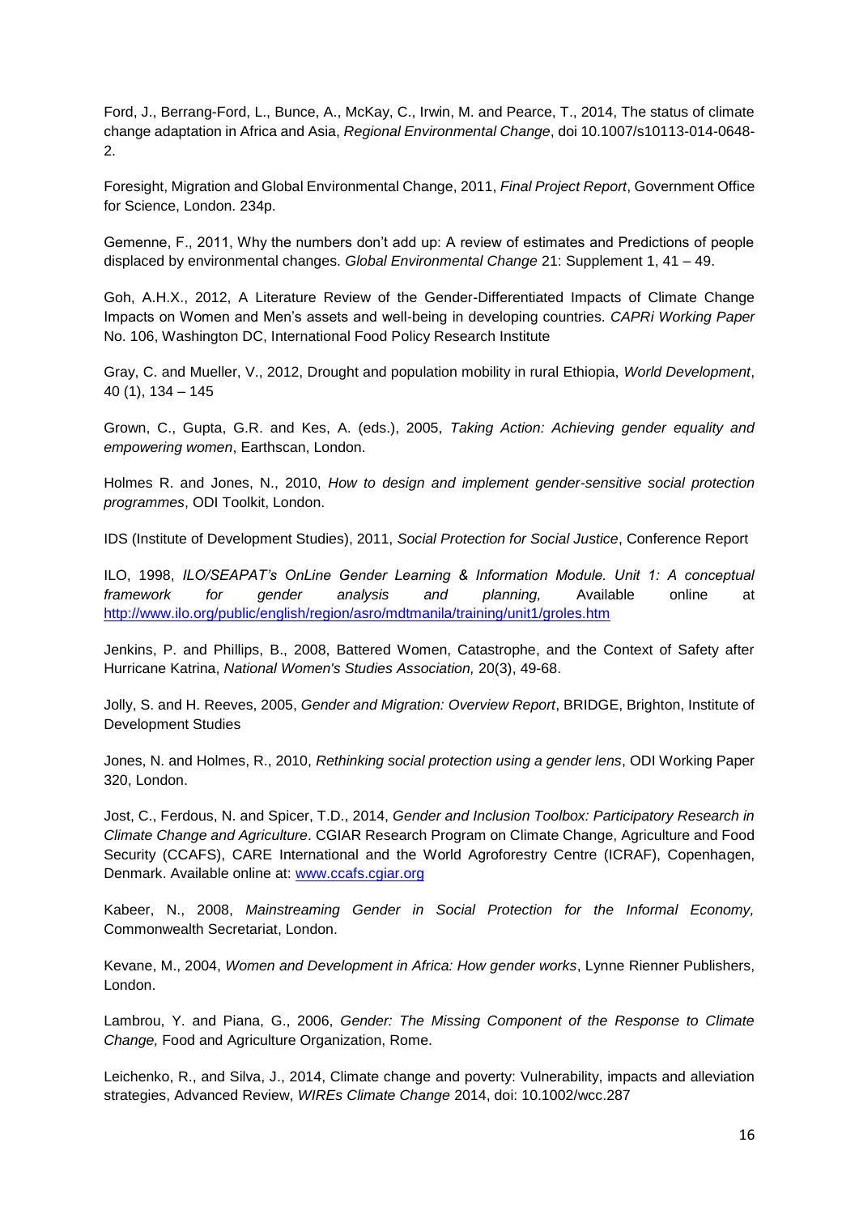Ford, J., Berrang-Ford, L., Bunce, A., McKay, C., Irwin, M. and Pearce, T., 2014, The status of climate change adaptation in Africa and Asia, *Regional Environmental Change*, doi 10.1007/s10113-014-0648-2.

Foresight, Migration and Global Environmental Change, 2011, *Final Project Report*, Government Office for Science, London. 234p.

Gemenne, F., 2011, Why the numbers don't add up: A review of estimates and Predictions of people displaced by environmental changes. *Global Environmental Change* 21: Supplement 1, 41 – 49.

Goh, A.H.X., 2012, A Literature Review of the Gender-Differentiated Impacts of Climate Change Impacts on Women and Men's assets and well-being in developing countries. *CAPRi Working Paper* No. 106, Washington DC, International Food Policy Research Institute

Gray, C. and Mueller, V., 2012, Drought and population mobility in rural Ethiopia, *World Development*, 40 (1), 134 – 145

Grown, C., Gupta, G.R. and Kes, A. (eds.), 2005, *Taking Action: Achieving gender equality and empowering women*, Earthscan, London.

Holmes R. and Jones, N., 2010, *How to design and implement gender-sensitive social protection programmes*, ODI Toolkit, London.

IDS (Institute of Development Studies), 2011, *Social Protection for Social Justice*, Conference Report

ILO, 1998, *ILO/SEAPAT's OnLine Gender Learning & Information Module. Unit 1: A conceptual framework for gender analysis and planning,* Available online at http://www.ilo.org/public/english/region/asro/mdtmanila/training/unit1/groles.htm

Jenkins, P. and Phillips, B., 2008, Battered Women, Catastrophe, and the Context of Safety after Hurricane Katrina, *National Women's Studies Association,* 20(3), 49-68.

Jolly, S. and H. Reeves, 2005, *Gender and Migration: Overview Report*, BRIDGE, Brighton, Institute of Development Studies

Jones, N. and Holmes, R., 2010, *Rethinking social protection using a gender lens*, ODI Working Paper 320, London.

Jost, C., Ferdous, N. and Spicer, T.D., 2014, *Gender and Inclusion Toolbox: Participatory Research in Climate Change and Agriculture*. CGIAR Research Program on Climate Change, Agriculture and Food Security (CCAFS), CARE International and the World Agroforestry Centre (ICRAF), Copenhagen, Denmark. Available online at: www.ccafs.cgiar.org

Kabeer, N., 2008, *Mainstreaming Gender in Social Protection for the Informal Economy,* Commonwealth Secretariat, London.

Kevane, M., 2004, *Women and Development in Africa: How gender works*, Lynne Rienner Publishers, London.

Lambrou, Y. and Piana, G., 2006, *Gender: The Missing Component of the Response to Climate Change,* Food and Agriculture Organization, Rome.

Leichenko, R., and Silva, J., 2014, Climate change and poverty: Vulnerability, impacts and alleviation strategies, Advanced Review, *WIREs Climate Change* 2014, doi: 10.1002/wcc.287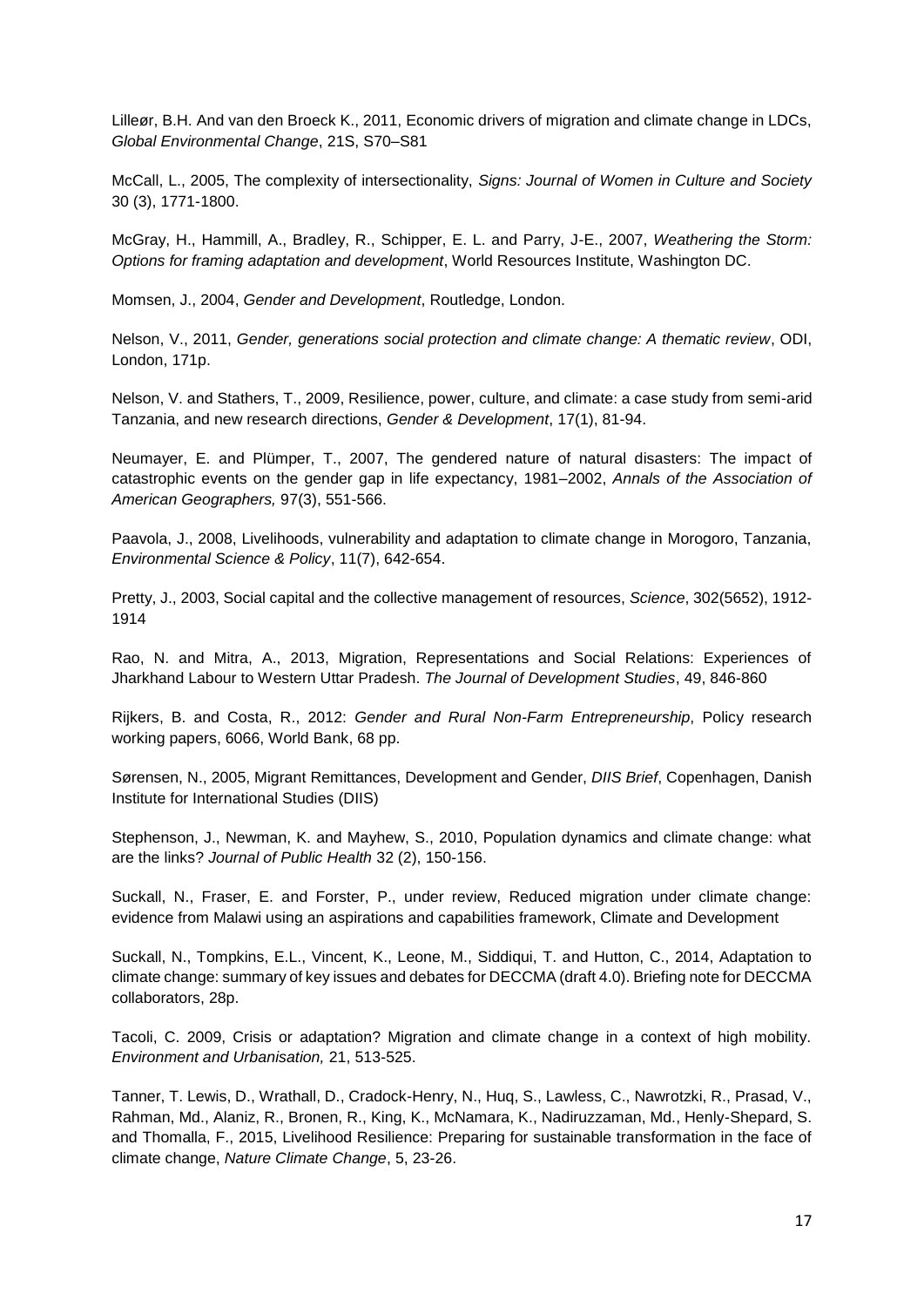Lilleør, B.H. And van den Broeck K., 2011, Economic drivers of migration and climate change in LDCs, *Global Environmental Change*, 21S, S70–S81

McCall, L., 2005, The complexity of intersectionality, *Signs: Journal of Women in Culture and Society* 30 (3), 1771-1800.

McGray, H., Hammill, A., Bradley, R., Schipper, E. L. and Parry, J-E., 2007, *Weathering the Storm: Options for framing adaptation and development*, World Resources Institute, Washington DC.

Momsen, J., 2004, *Gender and Development*, Routledge, London.

Nelson, V., 2011, *Gender, generations social protection and climate change: A thematic review*, ODI, London, 171p.

Nelson, V. and Stathers, T., 2009, Resilience, power, culture, and climate: a case study from semi-arid Tanzania, and new research directions, *Gender & Development*, 17(1), 81-94.

Neumayer, E. and Plümper, T., 2007, The gendered nature of natural disasters: The impact of catastrophic events on the gender gap in life expectancy, 1981–2002, *Annals of the Association of American Geographers,* 97(3), 551-566.

Paavola, J., 2008, Livelihoods, vulnerability and adaptation to climate change in Morogoro, Tanzania, *Environmental Science & Policy*, 11(7), 642-654.

Pretty, J., 2003, Social capital and the collective management of resources, *Science*, 302(5652), 1912-1914

Rao, N. and Mitra, A., 2013, Migration, Representations and Social Relations: Experiences of Jharkhand Labour to Western Uttar Pradesh. *The Journal of Development Studies*, 49, 846-860

Rijkers, B. and Costa, R., 2012: *Gender and Rural Non-Farm Entrepreneurship*, Policy research working papers, 6066, World Bank, 68 pp.

Sørensen, N., 2005, Migrant Remittances, Development and Gender, *DIIS Brief*, Copenhagen, Danish Institute for International Studies (DIIS)

Stephenson, J., Newman, K. and Mayhew, S., 2010, Population dynamics and climate change: what are the links? *Journal of Public Health* 32 (2), 150-156.

Suckall, N., Fraser, E. and Forster, P., under review, Reduced migration under climate change: evidence from Malawi using an aspirations and capabilities framework, Climate and Development

Suckall, N., Tompkins, E.L., Vincent, K., Leone, M., Siddiqui, T. and Hutton, C., 2014, Adaptation to climate change: summary of key issues and debates for DECCMA (draft 4.0). Briefing note for DECCMA collaborators, 28p.

Tacoli, C. 2009, Crisis or adaptation? Migration and climate change in a context of high mobility. *Environment and Urbanisation,* 21, 513-525.

Tanner, T. Lewis, D., Wrathall, D., Cradock-Henry, N., Huq, S., Lawless, C., Nawrotzki, R., Prasad, V., Rahman, Md., Alaniz, R., Bronen, R., King, K., McNamara, K., Nadiruzzaman, Md., Henly-Shepard, S. and Thomalla, F., 2015, Livelihood Resilience: Preparing for sustainable transformation in the face of climate change, *Nature Climate Change*, 5, 23-26.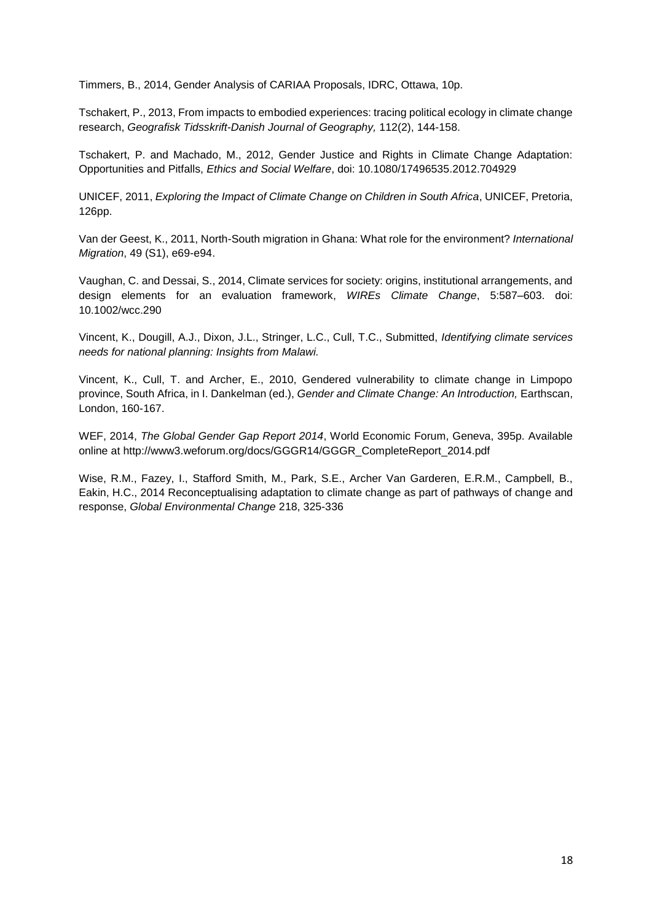Timmers, B., 2014, Gender Analysis of CARIAA Proposals, IDRC, Ottawa, 10p.

Tschakert, P., 2013, From impacts to embodied experiences: tracing political ecology in climate change research, *Geografisk Tidsskrift-Danish Journal of Geography,* 112(2), 144-158.

Tschakert, P. and Machado, M., 2012, Gender Justice and Rights in Climate Change Adaptation: Opportunities and Pitfalls, *Ethics and Social Welfare*, doi: 10.1080/17496535.2012.704929

UNICEF, 2011, *Exploring the Impact of Climate Change on Children in South Africa*, UNICEF, Pretoria, 126pp.

Van der Geest, K., 2011, North-South migration in Ghana: What role for the environment? *International Migration*, 49 (S1), e69-e94.

Vaughan, C. and Dessai, S., 2014, Climate services for society: origins, institutional arrangements, and design elements for an evaluation framework, *WIREs Climate Change*, 5:587–603. doi: 10.1002/wcc.290

Vincent, K., Dougill, A.J., Dixon, J.L., Stringer, L.C., Cull, T.C., Submitted, *Identifying climate services needs for national planning: Insights from Malawi.*

Vincent, K., Cull, T. and Archer, E., 2010, Gendered vulnerability to climate change in Limpopo province, South Africa, in I. Dankelman (ed.), *Gender and Climate Change: An Introduction,* Earthscan, London, 160-167.

WEF, 2014, *The Global Gender Gap Report 2014*, World Economic Forum, Geneva, 395p. Available online at http://www3.weforum.org/docs/GGGR14/GGGR_CompleteReport_2014.pdf

Wise, R.M., Fazey, I., Stafford Smith, M., Park, S.E., Archer Van Garderen, E.R.M., Campbell, B., Eakin, H.C., 2014 Reconceptualising adaptation to climate change as part of pathways of change and response, *Global Environmental Change* 218, 325-336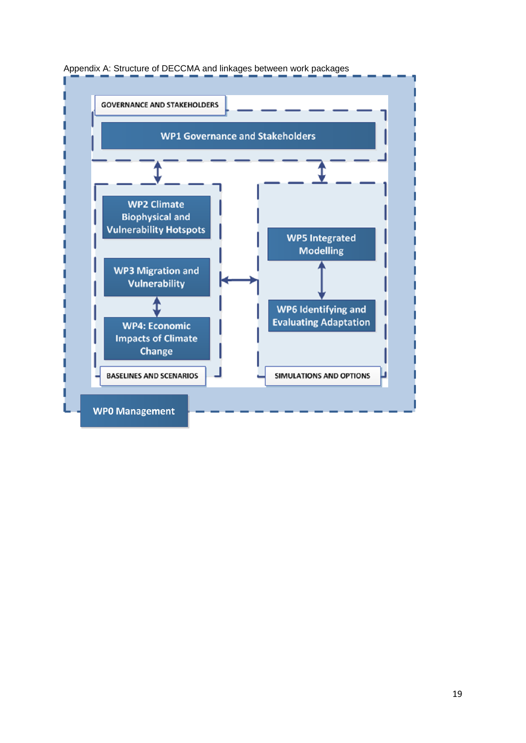Appendix A: Structure of DECCMA and linkages between work packages

GOVERNANCE AND STAKEHOLDERS

WP1 Governance and Stakeholders

WP2 Climate Biophysical and Vulnerability Hotspots

WP3 Migration and Vulnerability

WP4: Economic Impacts of Climate Change

BASELINES AND SCENARIOS

WP5 Integrated Modelling

WP6 Identifying and Evaluating Adaptation

SIMULATIONS AND OPTIONS

WP0 Management